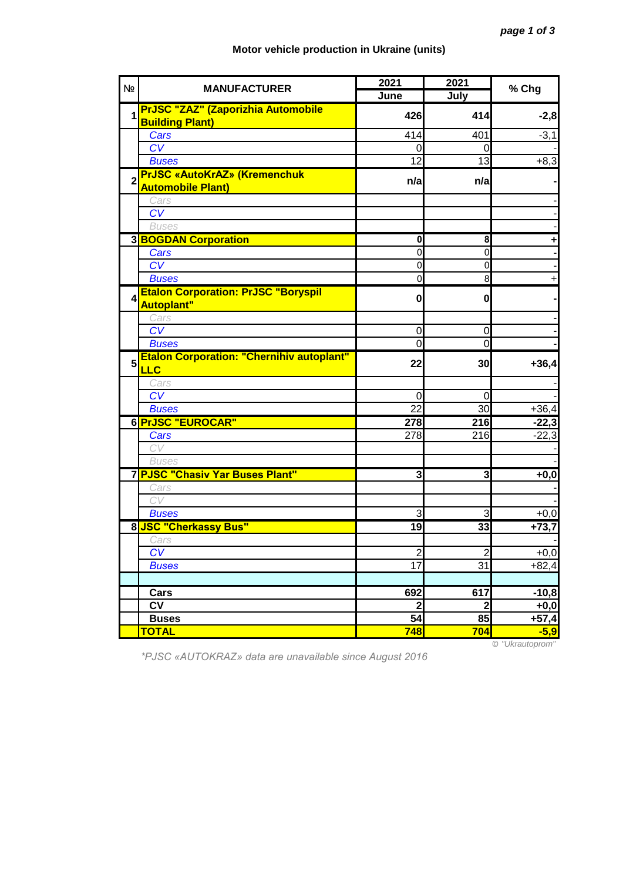**Motor vehicle production in Ukraine (units)**

| № | MANUFACTURER | 2021 June | 2021 July | % Chg |
|---|---|---|---|---|
| 1 | **PrJSC "ZAZ" (Zaporizhia Automobile Building Plant)** | **426** | **414** | **-2,8** |
| | *Cars* | 414 | 401 | -3,1 |
| | *CV* | 0 | 0 | - |
| | *Buses* | 12 | 13 | +8,3 |
| 2 | **PrJSC «AutoKrAZ» (Kremenchuk Automobile Plant)** | **n/a** | **n/a** | **-** |
| | *Cars* | | | - |
| | *CV* | | | - |
| | *Buses* | | | - |
| 3 | **BOGDAN Corporation** | **0** | **8** | **+** |
| | *Cars* | 0 | 0 | - |
| | *CV* | 0 | 0 | - |
| | *Buses* | 0 | 8 | + |
| 4 | **Etalon Corporation: PrJSC "Boryspil Autoplant"** | **0** | **0** | **-** |
| | *Cars* | | | - |
| | *CV* | 0 | 0 | - |
| | *Buses* | 0 | 0 | - |
| 5 | **Etalon Corporation: "Chernihiv autoplant" LLC** | **22** | **30** | **+36,4** |
| | *Cars* | | | - |
| | *CV* | 0 | 0 | - |
| | *Buses* | 22 | 30 | +36,4 |
| 6 | **PrJSC "EUROCAR"** | **278** | **216** | **-22,3** |
| | *Cars* | 278 | 216 | -22,3 |
| | *CV* | | | - |
| | *Buses* | | | - |
| 7 | **PJSC "Chasiv Yar Buses Plant"** | **3** | **3** | **+0,0** |
| | *Cars* | | | - |
| | *CV* | | | - |
| | *Buses* | 3 | 3 | +0,0 |
| 8 | **JSC "Cherkassy Bus"** | **19** | **33** | **+73,7** |
| | *Cars* | | | - |
| | *CV* | 2 | 2 | +0,0 |
| | *Buses* | 17 | 31 | +82,4 |
| | | | | |
| | **Cars** | **692** | **617** | **-10,8** |
| | **CV** | **2** | **2** | **+0,0** |
| | **Buses** | **54** | **85** | **+57,4** |
| | **TOTAL** | **748** | **704** | **-5,9** |

© "Ukrautoprom"

*\*PJSC «AUTOKRAZ» data are unavailable since August 2016*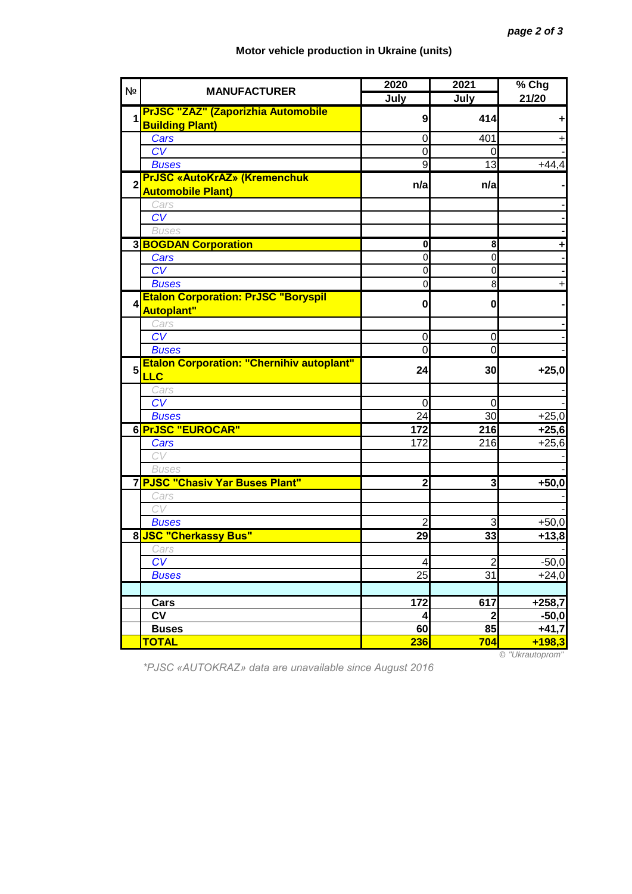## Motor vehicle production in Ukraine (units)

| № | MANUFACTURER | 2020 July | 2021 July | % Chg 21/20 |
|---|---|---|---|---|
| 1 | **PrJSC "ZAZ" (Zaporizhia Automobile Building Plant)** | **9** | **414** | **+** |
| | *Cars* | 0 | 401 | + |
| | *CV* | 0 | 0 | - |
| | *Buses* | 9 | 13 | +44,4 |
| 2 | **PrJSC «AutoKrAZ» (Kremenchuk Automobile Plant)** | **n/a** | **n/a** | **-** |
| | *Cars* | | | - |
| | *CV* | | | - |
| | *Buses* | | | - |
| 3 | **BOGDAN Corporation** | **0** | **8** | **+** |
| | *Cars* | 0 | 0 | - |
| | *CV* | 0 | 0 | - |
| | *Buses* | 0 | 8 | + |
| 4 | **Etalon Corporation: PrJSC "Boryspil Autoplant"** | **0** | **0** | **-** |
| | *Cars* | | | - |
| | *CV* | 0 | 0 | - |
| | *Buses* | 0 | 0 | - |
| 5 | **Etalon Corporation: "Chernihiv autoplant" LLC** | **24** | **30** | **+25,0** |
| | *Cars* | | | - |
| | *CV* | 0 | 0 | - |
| | *Buses* | 24 | 30 | +25,0 |
| 6 | **PrJSC "EUROCAR"** | **172** | **216** | **+25,6** |
| | *Cars* | 172 | 216 | +25,6 |
| | *CV* | | | - |
| | *Buses* | | | - |
| 7 | **PJSC "Chasiv Yar Buses Plant"** | **2** | **3** | **+50,0** |
| | *Cars* | | | - |
| | *CV* | | | - |
| | *Buses* | 2 | 3 | +50,0 |
| 8 | **JSC "Cherkassy Bus"** | **29** | **33** | **+13,8** |
| | *Cars* | | | - |
| | *CV* | 4 | 2 | -50,0 |
| | *Buses* | 25 | 31 | +24,0 |
| | | | | |
| | **Cars** | **172** | **617** | **+258,7** |
| | **CV** | **4** | **2** | **-50,0** |
| | **Buses** | **60** | **85** | **+41,7** |
| | **TOTAL** | **236** | **704** | **+198,3** |

*© "Ukrautoprom"*

*\*PJSC «AUTOKRAZ» data are unavailable since August 2016*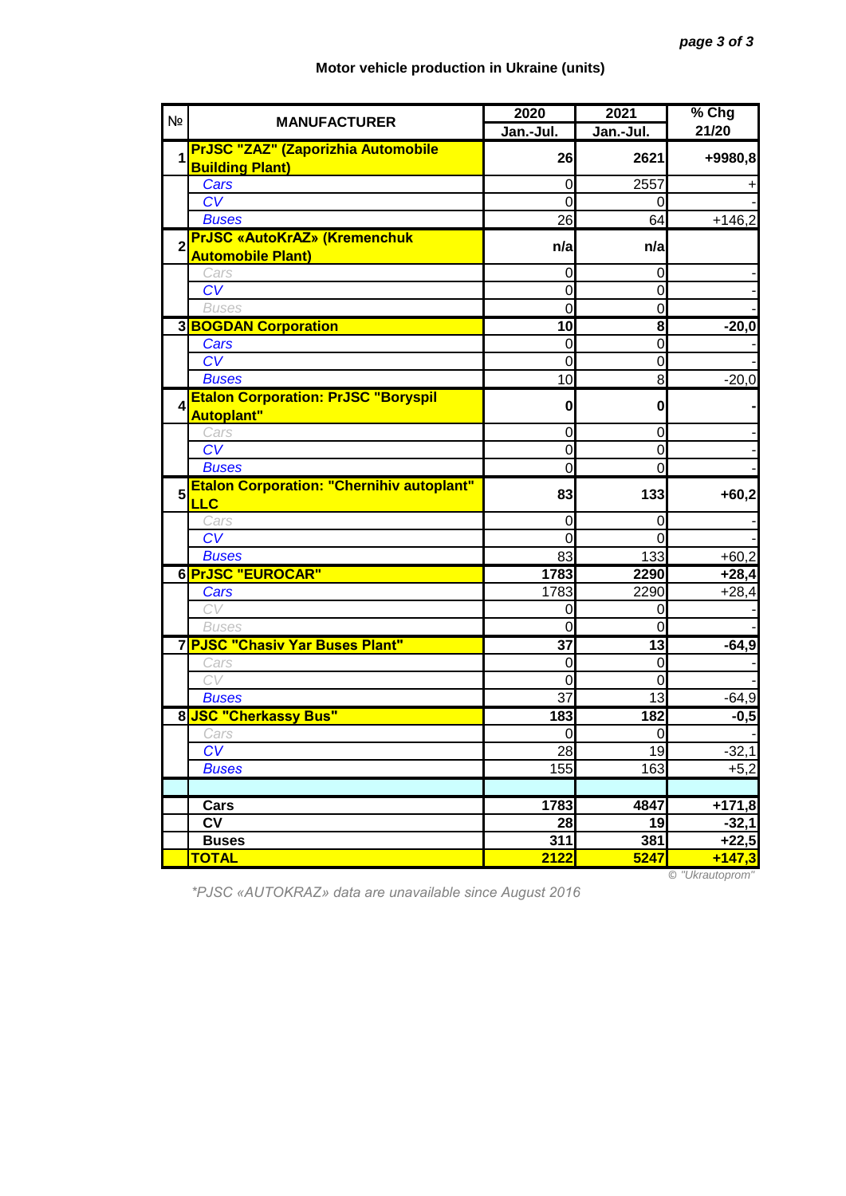## Motor vehicle production in Ukraine (units)

| № | MANUFACTURER | 2020 | 2021 | % Chg |
|---|---|---|---|---|
| | | Jan.-Jul. | Jan.-Jul. | 21/20 |
| 1 | **PrJSC "ZAZ" (Zaporizhia Automobile Building Plant)** | **26** | **2621** | **+9980,8** |
| | *Cars* | 0 | 2557 | + |
| | *CV* | 0 | 0 | - |
| | *Buses* | 26 | 64 | +146,2 |
| 2 | **PrJSC «AutoKrAZ» (Kremenchuk Automobile Plant)** | **n/a** | **n/a** | |
| | *Cars* | 0 | 0 | - |
| | *CV* | 0 | 0 | - |
| | *Buses* | 0 | 0 | - |
| 3 | **BOGDAN Corporation** | **10** | **8** | **-20,0** |
| | *Cars* | 0 | 0 | - |
| | *CV* | 0 | 0 | - |
| | *Buses* | 10 | 8 | -20,0 |
| 4 | **Etalon Corporation: PrJSC "Boryspil Autoplant"** | **0** | **0** | **-** |
| | *Cars* | 0 | 0 | - |
| | *CV* | 0 | 0 | - |
| | *Buses* | 0 | 0 | - |
| 5 | **Etalon Corporation: "Chernihiv autoplant" LLC** | **83** | **133** | **+60,2** |
| | *Cars* | 0 | 0 | - |
| | *CV* | 0 | 0 | - |
| | *Buses* | 83 | 133 | +60,2 |
| 6 | **PrJSC "EUROCAR"** | **1783** | **2290** | **+28,4** |
| | *Cars* | 1783 | 2290 | +28,4 |
| | *CV* | 0 | 0 | - |
| | *Buses* | 0 | 0 | - |
| 7 | **PJSC "Chasiv Yar Buses Plant"** | **37** | **13** | **-64,9** |
| | *Cars* | 0 | 0 | - |
| | *CV* | 0 | 0 | - |
| | *Buses* | 37 | 13 | -64,9 |
| 8 | **JSC "Cherkassy Bus"** | **183** | **182** | **-0,5** |
| | *Cars* | 0 | 0 | - |
| | *CV* | 28 | 19 | -32,1 |
| | *Buses* | 155 | 163 | +5,2 |
| | | | | |
| | **Cars** | **1783** | **4847** | **+171,8** |
| | **CV** | **28** | **19** | **-32,1** |
| | **Buses** | **311** | **381** | **+22,5** |
| | **TOTAL** | **2122** | **5247** | **+147,3** |

© "Ukrautoprom"

*\*PJSC «AUTOKRAZ» data are unavailable since August 2016*